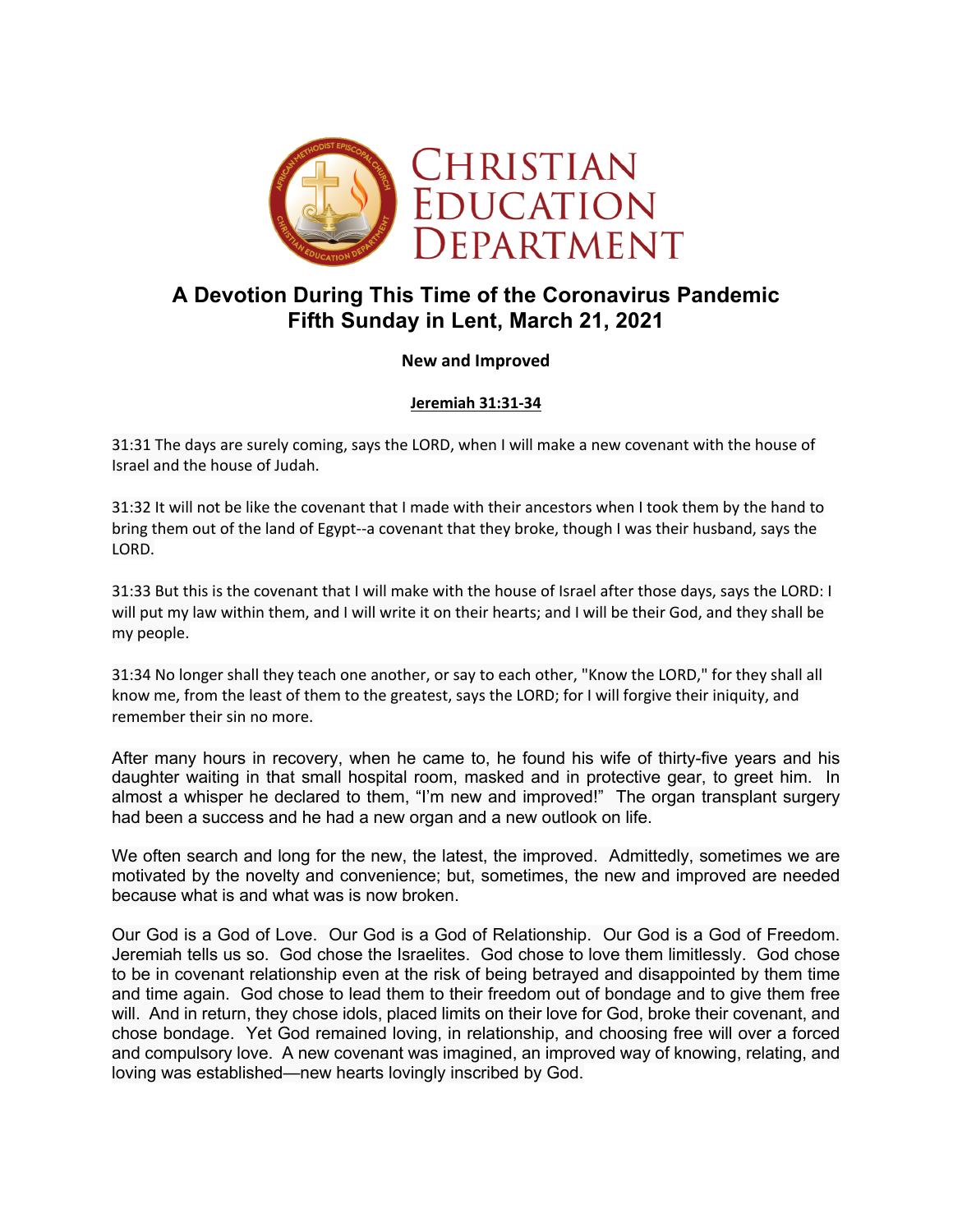CHRISTIAN EDUCATION DEPARTMENT

# A Devotion During This Time of the Coronavirus Pandemic
# Fifth Sunday in Lent, March 21, 2021

**New and Improved**

**Jeremiah 31:31-34**

31:31 The days are surely coming, says the LORD, when I will make a new covenant with the house of Israel and the house of Judah.

31:32 It will not be like the covenant that I made with their ancestors when I took them by the hand to bring them out of the land of Egypt--a covenant that they broke, though I was their husband, says the LORD.

31:33 But this is the covenant that I will make with the house of Israel after those days, says the LORD: I will put my law within them, and I will write it on their hearts; and I will be their God, and they shall be my people.

31:34 No longer shall they teach one another, or say to each other, "Know the LORD," for they shall all know me, from the least of them to the greatest, says the LORD; for I will forgive their iniquity, and remember their sin no more.

After many hours in recovery, when he came to, he found his wife of thirty-five years and his daughter waiting in that small hospital room, masked and in protective gear, to greet him. In almost a whisper he declared to them, "I'm new and improved!" The organ transplant surgery had been a success and he had a new organ and a new outlook on life.

We often search and long for the new, the latest, the improved. Admittedly, sometimes we are motivated by the novelty and convenience; but, sometimes, the new and improved are needed because what is and what was is now broken.

Our God is a God of Love. Our God is a God of Relationship. Our God is a God of Freedom. Jeremiah tells us so. God chose the Israelites. God chose to love them limitlessly. God chose to be in covenant relationship even at the risk of being betrayed and disappointed by them time and time again. God chose to lead them to their freedom out of bondage and to give them free will. And in return, they chose idols, placed limits on their love for God, broke their covenant, and chose bondage. Yet God remained loving, in relationship, and choosing free will over a forced and compulsory love. A new covenant was imagined, an improved way of knowing, relating, and loving was established—new hearts lovingly inscribed by God.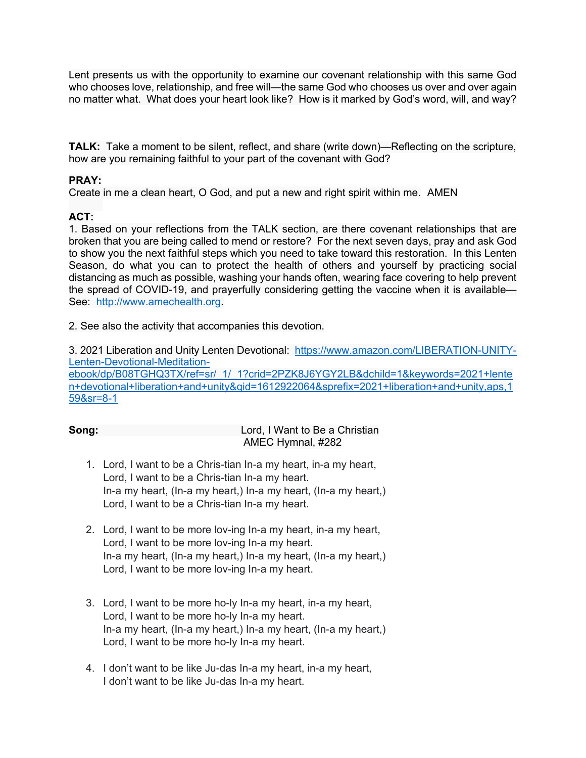Lent presents us with the opportunity to examine our covenant relationship with this same God who chooses love, relationship, and free will—the same God who chooses us over and over again no matter what. What does your heart look like? How is it marked by God's word, will, and way?

**TALK:** Take a moment to be silent, reflect, and share (write down)—Reflecting on the scripture, how are you remaining faithful to your part of the covenant with God?

**PRAY:**
Create in me a clean heart, O God, and put a new and right spirit within me. AMEN

**ACT:**
1. Based on your reflections from the TALK section, are there covenant relationships that are broken that you are being called to mend or restore? For the next seven days, pray and ask God to show you the next faithful steps which you need to take toward this restoration. In this Lenten Season, do what you can to protect the health of others and yourself by practicing social distancing as much as possible, washing your hands often, wearing face covering to help prevent the spread of COVID-19, and prayerfully considering getting the vaccine when it is available—See: [http://www.amechealth.org](http://www.amechealth.org).

2. See also the activity that accompanies this devotion.

3. 2021 Liberation and Unity Lenten Devotional: [https://www.amazon.com/LIBERATION-UNITY-Lenten-Devotional-Meditation-ebook/dp/B08TGHQ3TX/ref=sr_1_1?crid=2PZK8J6YGY2LB&dchild=1&keywords=2021+lenten+devotional+liberation+and+unity&qid=1612922064&sprefix=2021+liberation+and+unity,aps,159&sr=8-1](https://www.amazon.com/LIBERATION-UNITY-Lenten-Devotional-Meditation-ebook/dp/B08TGHQ3TX/ref=sr_1_1?crid=2PZK8J6YGY2LB&dchild=1&keywords=2021+lenten+devotional+liberation+and+unity&qid=1612922064&sprefix=2021+liberation+and+unity,aps,159&sr=8-1)

**Song:** Lord, I Want to Be a Christian
AMEC Hymnal, #282

1. Lord, I want to be a Chris-tian In-a my heart, in-a my heart,
   Lord, I want to be a Chris-tian In-a my heart.
   In-a my heart, (In-a my heart,) In-a my heart, (In-a my heart,)
   Lord, I want to be a Chris-tian In-a my heart.

2. Lord, I want to be more lov-ing In-a my heart, in-a my heart,
   Lord, I want to be more lov-ing In-a my heart.
   In-a my heart, (In-a my heart,) In-a my heart, (In-a my heart,)
   Lord, I want to be more lov-ing In-a my heart.

3. Lord, I want to be more ho-ly In-a my heart, in-a my heart,
   Lord, I want to be more ho-ly In-a my heart.
   In-a my heart, (In-a my heart,) In-a my heart, (In-a my heart,)
   Lord, I want to be more ho-ly In-a my heart.

4. I don't want to be like Ju-das In-a my heart, in-a my heart,
   I don't want to be like Ju-das In-a my heart.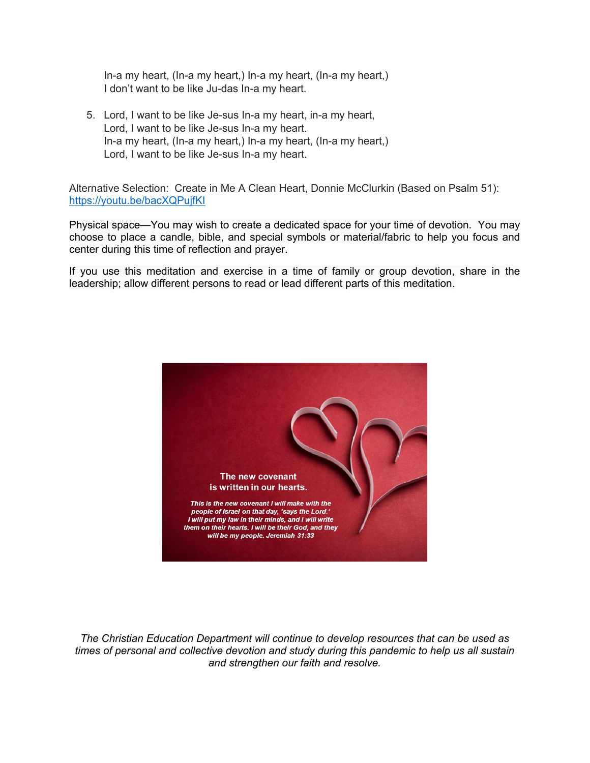In-a my heart, (In-a my heart,) In-a my heart, (In-a my heart,)
I don't want to be like Ju-das In-a my heart.

5. Lord, I want to be like Je-sus In-a my heart, in-a my heart,
   Lord, I want to be like Je-sus In-a my heart.
   In-a my heart, (In-a my heart,) In-a my heart, (In-a my heart,)
   Lord, I want to be like Je-sus In-a my heart.

Alternative Selection: Create in Me A Clean Heart, Donnie McClurkin (Based on Psalm 51): https://youtu.be/bacXQPujfKI

Physical space—You may wish to create a dedicated space for your time of devotion. You may choose to place a candle, bible, and special symbols or material/fabric to help you focus and center during this time of reflection and prayer.

If you use this meditation and exercise in a time of family or group devotion, share in the leadership; allow different persons to read or lead different parts of this meditation.

**The new covenant is written in our hearts.**

***This is the new covenant I will make with the people of Israel on that day, 'says the Lord.' I will put my law in their minds, and I will write them on their hearts. I will be their God, and they will be my people. Jeremiah 31:33***

*The Christian Education Department will continue to develop resources that can be used as times of personal and collective devotion and study during this pandemic to help us all sustain and strengthen our faith and resolve.*